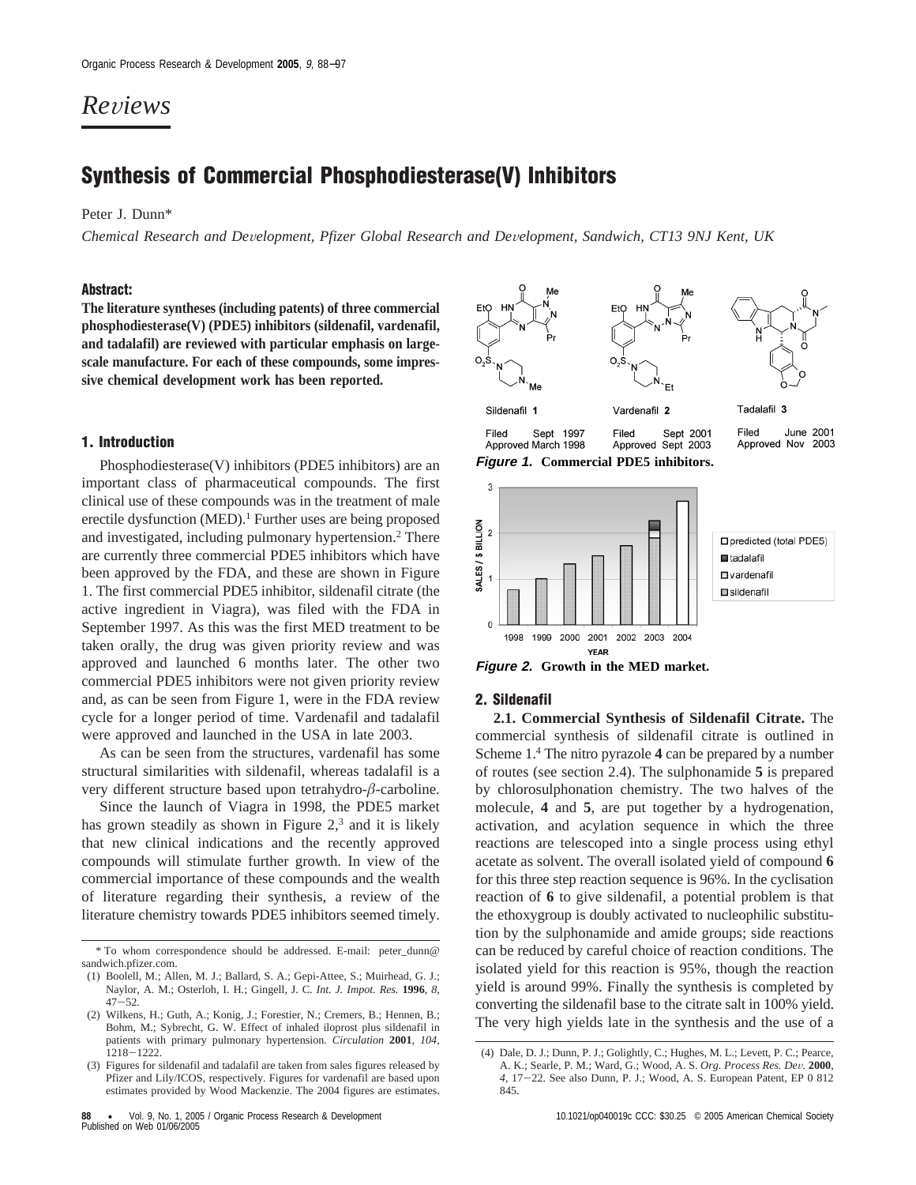# *Reviews*

## Synthesis of Commercial Phosphodiesterase(V) Inhibitors

Peter J. Dunn*

*Chemical Research and Development, Pfizer Global Research and Development, Sandwich, CT13 9NJ Kent, UK*

### Abstract:

**The literature syntheses (including patents) of three commercial phosphodiesterase(V) (PDE5) inhibitors (sildenafil, vardenafil, and tadalafil) are reviewed with particular emphasis on large-scale manufacture. For each of these compounds, some impressive chemical development work has been reported.**

### 1. Introduction

Phosphodiesterase(V) inhibitors (PDE5 inhibitors) are an important class of pharmaceutical compounds. The first clinical use of these compounds was in the treatment of male erectile dysfunction (MED).[1] Further uses are being proposed and investigated, including pulmonary hypertension.[2] There are currently three commercial PDE5 inhibitors which have been approved by the FDA, and these are shown in Figure 1. The first commercial PDE5 inhibitor, sildenafil citrate (the active ingredient in Viagra), was filed with the FDA in September 1997. As this was the first MED treatment to be taken orally, the drug was given priority review and was approved and launched 6 months later. The other two commercial PDE5 inhibitors were not given priority review and, as can be seen from Figure 1, were in the FDA review cycle for a longer period of time. Vardenafil and tadalafil were approved and launched in the USA in late 2003.

As can be seen from the structures, vardenafil has some structural similarities with sildenafil, whereas tadalafil is a very different structure based upon tetrahydro-$\beta$-carboline.

Since the launch of Viagra in 1998, the PDE5 market has grown steadily as shown in Figure 2,[3] and it is likely that new clinical indications and the recently approved compounds will stimulate further growth. In view of the commercial importance of these compounds and the wealth of literature regarding their synthesis, a review of the literature chemistry towards PDE5 inhibitors seemed timely.

Sildenafil **1** — Filed Sept 1997, Approved March 1998

Vardenafil **2** — Filed Sept 2001, Approved Sept 2003

Tadalafil **3** — Filed June 2001, Approved Nov 2003

***Figure 1.*** **Commercial PDE5 inhibitors.**

***Figure 2.*** **Growth in the MED market.**

### 2. Sildenafil

**2.1. Commercial Synthesis of Sildenafil Citrate.** The commercial synthesis of sildenafil citrate is outlined in Scheme 1.[4] The nitro pyrazole **4** can be prepared by a number of routes (see section 2.4). The sulphonamide **5** is prepared by chlorosulphonation chemistry. The two halves of the molecule, **4** and **5**, are put together by a hydrogenation, activation, and acylation sequence in which the three reactions are telescoped into a single process using ethyl acetate as solvent. The overall isolated yield of compound **6** for this three step reaction sequence is 96%. In the cyclisation reaction of **6** to give sildenafil, a potential problem is that the ethoxygroup is doubly activated to nucleophilic substitution by the sulphonamide and amide groups; side reactions can be reduced by careful choice of reaction conditions. The isolated yield for this reaction is 95%, though the reaction yield is around 99%. Finally the synthesis is completed by converting the sildenafil base to the citrate salt in 100% yield. The very high yields late in the synthesis and the use of a

---

\* To whom correspondence should be addressed. E-mail: peter_dunn@sandwich.pfizer.com.

(1) Boolell, M.; Allen, M. J.; Ballard, S. A.; Gepi-Attee, S.; Muirhead, G. J.; Naylor, A. M.; Osterloh, I. H.; Gingell, J. C. *Int. J. Impot. Res.* **1996**, *8*, 47–52.

(2) Wilkens, H.; Guth, A.; Konig, J.; Forestier, N.; Cremers, B.; Hennen, B.; Bohm, M.; Sybrecht, G. W. Effect of inhaled iloprost plus sildenafil in patients with primary pulmonary hypertension. *Circulation* **2001**, *104*, 1218–1222.

(3) Figures for sildenafil and tadalafil are taken from sales figures released by Pfizer and Lily/ICOS, respectively. Figures for vardenafil are based upon estimates provided by Wood Mackenzie. The 2004 figures are estimates.

(4) Dale, D. J.; Dunn, P. J.; Golightly, C.; Hughes, M. L.; Levett, P. C.; Pearce, A. K.; Searle, P. M.; Ward, G.; Wood, A. S. *Org. Process Res. Dev.* **2000**, *4*, 17–22. See also Dunn, P. J.; Wood, A. S. European Patent, EP 0 812 845.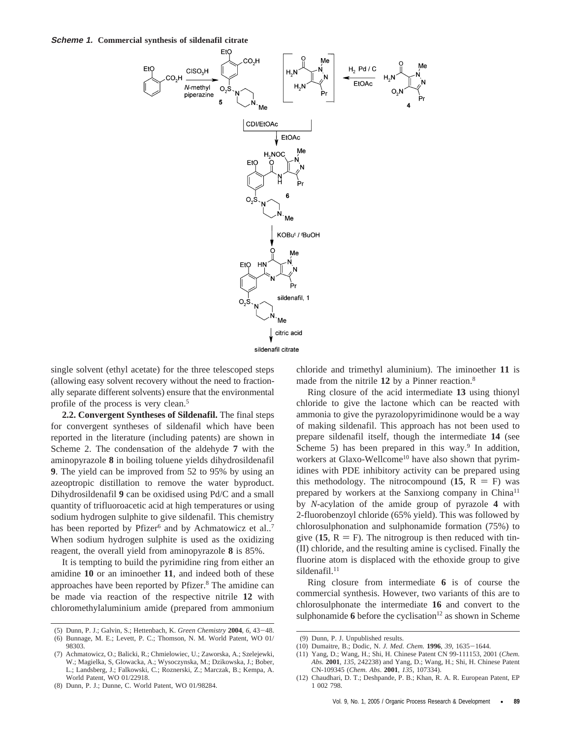**Scheme 1. Commercial synthesis of sildenafil citrate**

single solvent (ethyl acetate) for the three telescoped steps (allowing easy solvent recovery without the need to fractionally separate different solvents) ensure that the environmental profile of the process is very clean.[5]

**2.2. Convergent Syntheses of Sildenafil.** The final steps for convergent syntheses of sildenafil which have been reported in the literature (including patents) are shown in Scheme 2. The condensation of the aldehyde **7** with the aminopyrazole **8** in boiling toluene yields dihydrosildenafil **9**. The yield can be improved from 52 to 95% by using an azeoptropic distillation to remove the water byproduct. Dihydrosildenafil **9** can be oxidised using Pd/C and a small quantity of trifluoroacetic acid at high temperatures or using sodium hydrogen sulphite to give sildenafil. This chemistry has been reported by Pfizer[6] and by Achmatowicz et al..[7] When sodium hydrogen sulphite is used as the oxidizing reagent, the overall yield from aminopyrazole **8** is 85%.

It is tempting to build the pyrimidine ring from either an amidine **10** or an iminoether **11**, and indeed both of these approaches have been reported by Pfizer.[8] The amidine can be made via reaction of the respective nitrile **12** with chloromethylaluminium amide (prepared from ammonium chloride and trimethyl aluminium). The iminoether **11** is made from the nitrile **12** by a Pinner reaction.[8]

Ring closure of the acid intermediate **13** using thionyl chloride to give the lactone which can be reacted with ammonia to give the pyrazolopyrimidinone would be a way of making sildenafil. This approach has not been used to prepare sildenafil itself, though the intermediate **14** (see Scheme 5) has been prepared in this way.[9] In addition, workers at Glaxo-Wellcome[10] have also shown that pyrimidines with PDE inhibitory activity can be prepared using this methodology. The nitrocompound (**15**, R = F) was prepared by workers at the Sanxiong company in China[11] by *N*-acylation of the amide group of pyrazole **4** with 2-fluorobenzoyl chloride (65% yield). This was followed by chlorosulphonation and sulphonamide formation (75%) to give (**15**, R = F). The nitrogroup is then reduced with tin-(II) chloride, and the resulting amine is cyclised. Finally the fluorine atom is displaced with the ethoxide group to give sildenafil.[11]

Ring closure from intermediate **6** is of course the commercial synthesis. However, two variants of this are to chlorosulphonate the intermediate **16** and convert to the sulphonamide **6** before the cyclisation[12] as shown in Scheme

(5) Dunn, P. J.; Galvin, S.; Hettenbach, K. *Green Chemistry* **2004**, *6*, 43–48.
(6) Bunnage, M. E.; Levett, P. C.; Thomson, N. M. World Patent, WO 01/98303.
(7) Achmatowicz, O.; Balicki, R.; Chmielowiec, U.; Zaworska, A.; Szelejewki, W.; Magielka, S, Glowacka, A.; Wysoczynska, M.; Dzikowska, J.; Bober, L.; Landsberg, J.; Falkowski, C.; Roznerski, Z.; Marczak, B.; Kempa, A. World Patent, WO 01/22918.
(8) Dunn, P. J.; Dunne, C. World Patent, WO 01/98284.
(9) Dunn, P. J. Unpublished results.
(10) Dumaitre, B.; Dodic, N. *J. Med. Chem.* **1996**, *39*, 1635–1644.
(11) Yang, D.; Wang, H.; Shi, H. Chinese Patent CN 99-111153, 2001 (*Chem. Abs.* **2001**, *135*, 242238) and Yang, D.; Wang, H.; Shi, H. Chinese Patent CN-109345 (*Chem. Abs.* **2001**, *135*, 107334).
(12) Chaudhari, D. T.; Deshpande, P. B.; Khan, R. A. R. European Patent, EP 1 002 798.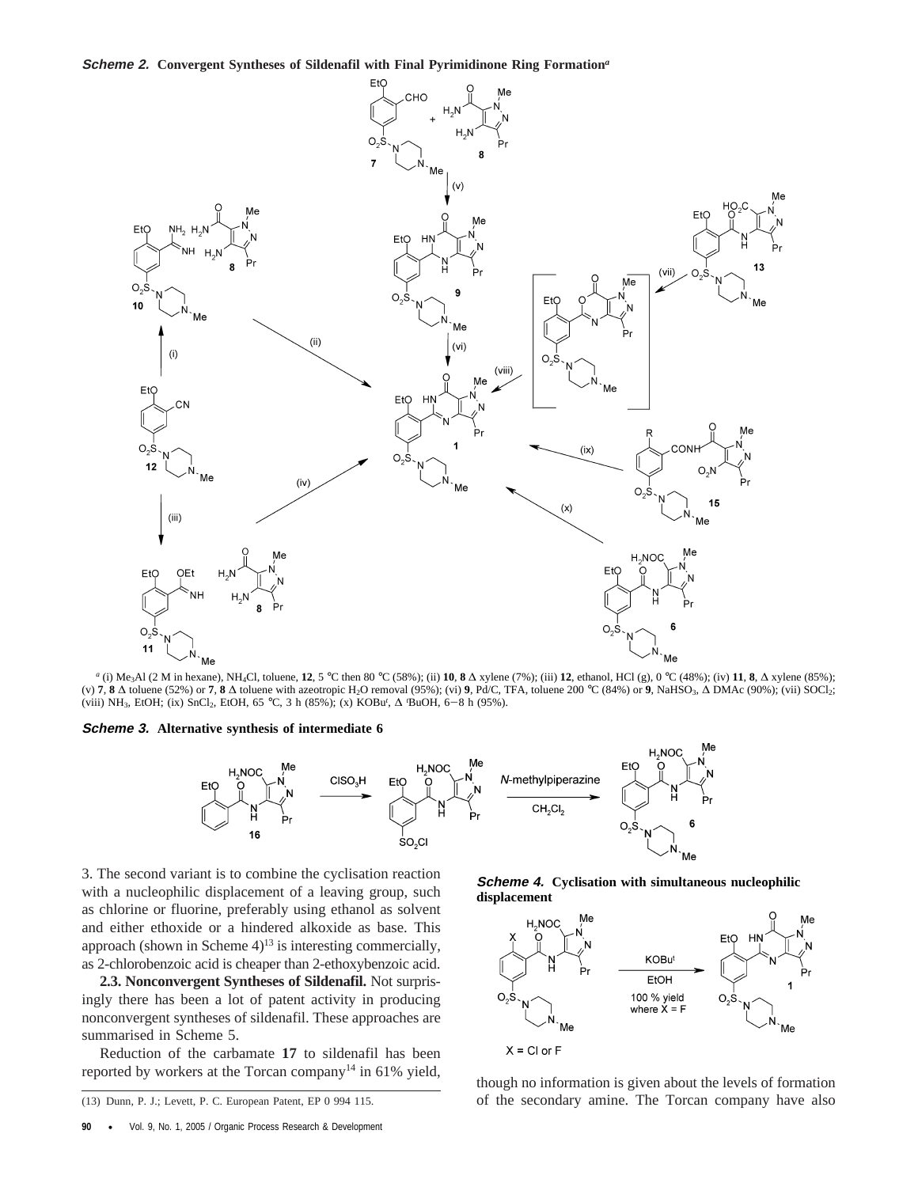***Scheme 2.*** **Convergent Syntheses of Sildenafil with Final Pyrimidinone Ring Formation**[a]

[a] (i) $Me_3Al$ (2 M in hexane), $NH_4Cl$, toluene, **12**, 5 °C then 80 °C (58%); (ii) **10**, **8** Δ xylene (7%); (iii) **12**, ethanol, HCl (g), 0 °C (48%); (iv) **11**, **8**, Δ xylene (85%); (v) **7**, **8** Δ toluene (52%) or **7**, **8** Δ toluene with azeotropic $H_2O$ removal (95%); (vi) **9**, Pd/C, TFA, toluene 200 °C (84%) or **9**, $NaHSO_3$, Δ DMAc (90%); (vii) $SOCl_2$; (viii) $NH_3$, EtOH; (ix) $SnCl_2$, EtOH, 65 °C, 3 h (85%); (x) KOBu$^t$, Δ $^t$BuOH, 6–8 h (95%).

***Scheme 3.*** **Alternative synthesis of intermediate 6**

***Scheme 4.*** **Cyclisation with simultaneous nucleophilic displacement**

3. The second variant is to combine the cyclisation reaction with a nucleophilic displacement of a leaving group, such as chlorine or fluorine, preferably using ethanol as solvent and either ethoxide or a hindered alkoxide as base. This approach (shown in Scheme 4)[13] is interesting commercially, as 2-chlorobenzoic acid is cheaper than 2-ethoxybenzoic acid.

**2.3. Nonconvergent Syntheses of Sildenafil.** Not surprisingly there has been a lot of patent activity in producing nonconvergent syntheses of sildenafil. These approaches are summarised in Scheme 5.

Reduction of the carbamate **17** to sildenafil has been reported by workers at the Torcan company[14] in 61% yield, though no information is given about the levels of formation of the secondary amine. The Torcan company have also

(13) Dunn, P. J.; Levett, P. C. European Patent, EP 0 994 115.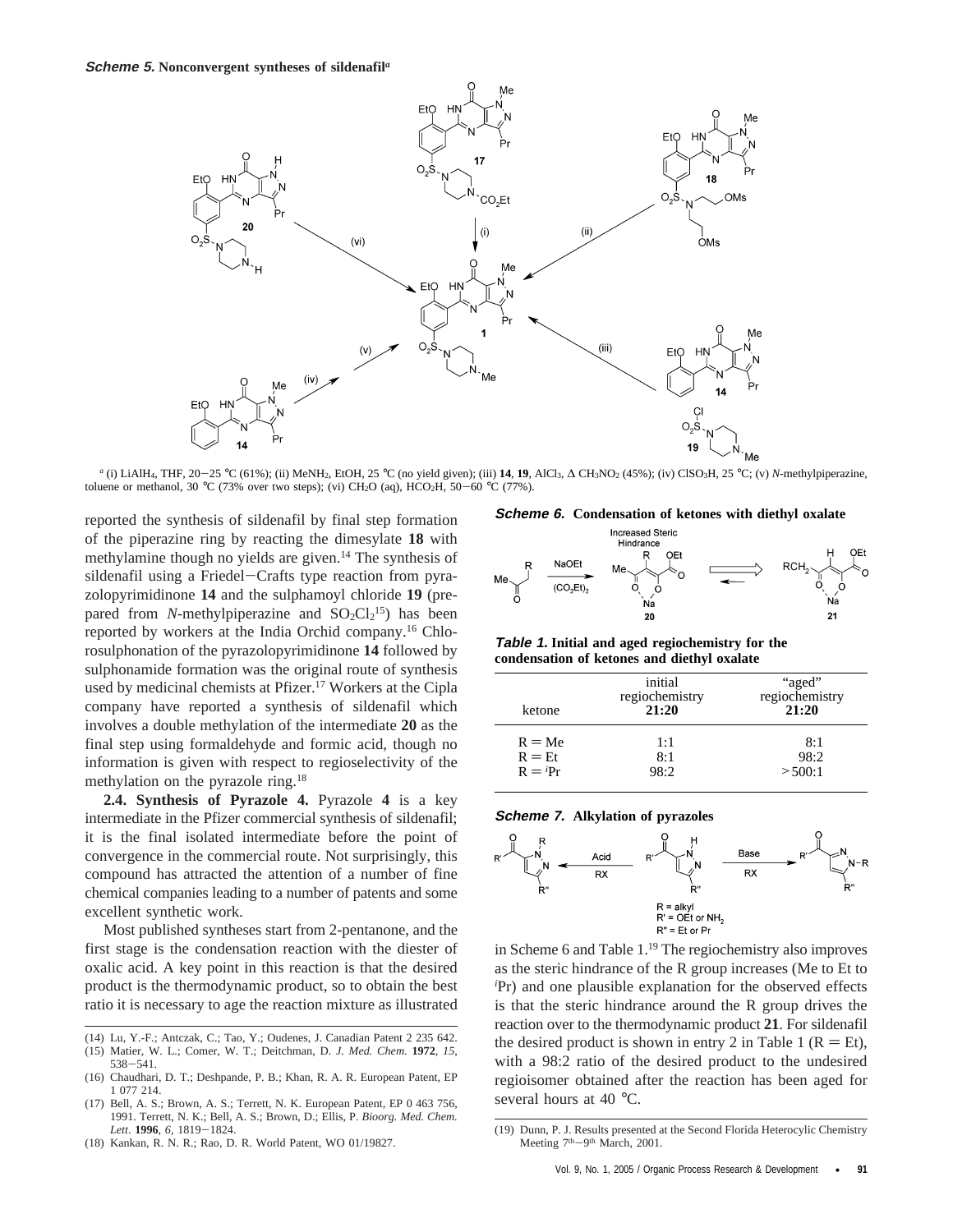**Scheme 5. Nonconvergent syntheses of sildenafil**[a]

[a] (i) $LiAlH_4$, THF, 20−25 °C (61%); (ii) $MeNH_2$, EtOH, 25 °C (no yield given); (iii) **14**, **19**, $AlCl_3$, Δ $CH_3NO_2$ (45%); (iv) $ClSO_3H$, 25 °C; (v) *N*-methylpiperazine, toluene or methanol, 30 °C (73% over two steps); (vi) $CH_2O$ (aq), $HCO_2H$, 50−60 °C (77%).

reported the synthesis of sildenafil by final step formation of the piperazine ring by reacting the dimesylate **18** with methylamine though no yields are given.[14] The synthesis of sildenafil using a Friedel−Crafts type reaction from pyrazolopyrimidinone **14** and the sulphamoyl chloride **19** (prepared from *N*-methylpiperazine and $SO_2Cl_2$[15]) has been reported by workers at the India Orchid company.[16] Chlorosulphonation of the pyrazolopyrimidinone **14** followed by sulphonamide formation was the original route of synthesis used by medicinal chemists at Pfizer.[17] Workers at the Cipla company have reported a synthesis of sildenafil which involves a double methylation of the intermediate **20** as the final step using formaldehyde and formic acid, though no information is given with respect to regioselectivity of the methylation on the pyrazole ring.[18]

**2.4. Synthesis of Pyrazole 4.** Pyrazole **4** is a key intermediate in the Pfizer commercial synthesis of sildenafil; it is the final isolated intermediate before the point of convergence in the commercial route. Not surprisingly, this compound has attracted the attention of a number of fine chemical companies leading to a number of patents and some excellent synthetic work.

Most published syntheses start from 2-pentanone, and the first stage is the condensation reaction with the diester of oxalic acid. A key point in this reaction is that the desired product is the thermodynamic product, so to obtain the best ratio it is necessary to age the reaction mixture as illustrated in Scheme 6 and Table 1.[19] The regiochemistry also improves as the steric hindrance of the R group increases (Me to Et to $^i$Pr) and one plausible explanation for the observed effects is that the steric hindrance around the R group drives the reaction over to the thermodynamic product **21**. For sildenafil the desired product is shown in entry 2 in Table 1 (R = Et), with a 98:2 ratio of the desired product to the undesired regioisomer obtained after the reaction has been aged for several hours at 40 °C.

**Scheme 6. Condensation of ketones with diethyl oxalate**

**Table 1. Initial and aged regiochemistry for the condensation of ketones and diethyl oxalate**

| ketone | initial regiochemistry **21:20** | "aged" regiochemistry **21:20** |
|---|---|---|
| R = Me | 1:1 | 8:1 |
| R = Et | 8:1 | 98:2 |
| R = $^i$Pr | 98:2 | >500:1 |

**Scheme 7. Alkylation of pyrazoles**

R = alkyl
R′ = OEt or $NH_2$
R″ = Et or Pr

(14) Lu, Y.-F.; Antczak, C.; Tao, Y.; Oudenes, J. Canadian Patent 2 235 642.
(15) Matier, W. L.; Comer, W. T.; Deitchman, D. *J. Med. Chem.* **1972**, *15*, 538−541.
(16) Chaudhari, D. T.; Deshpande, P. B.; Khan, R. A. R. European Patent, EP 1 077 214.
(17) Bell, A. S.; Brown, A. S.; Terrett, N. K. European Patent, EP 0 463 756, 1991. Terrett, N. K.; Bell, A. S.; Brown, D.; Ellis, P. *Bioorg. Med. Chem. Lett.* **1996**, *6*, 1819−1824.
(18) Kankan, R. N. R.; Rao, D. R. World Patent, WO 01/19827.
(19) Dunn, P. J. Results presented at the Second Florida Heterocylic Chemistry Meeting 7th−9th March, 2001.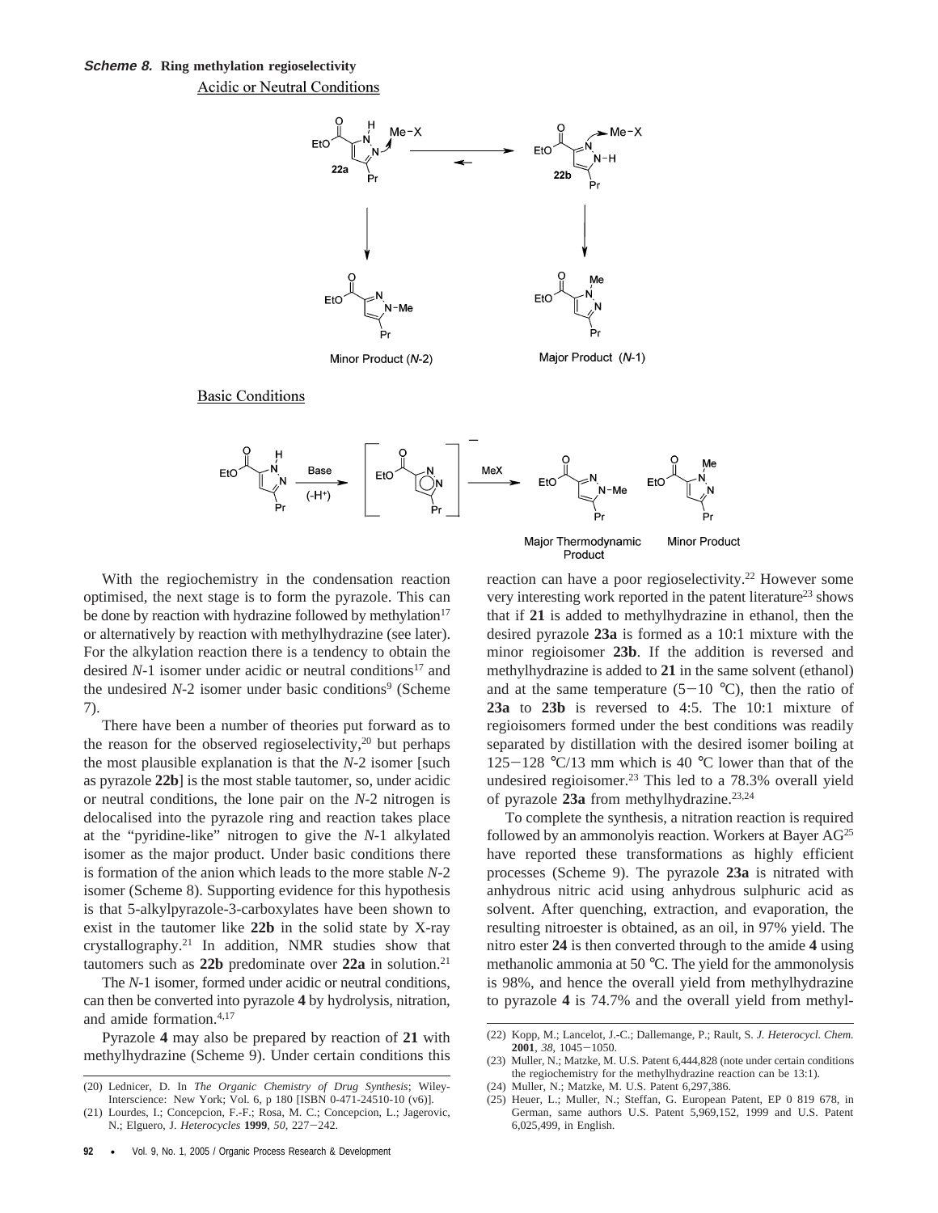**Scheme 8. Ring methylation regioselectivity**

Acidic or Neutral Conditions

22a ⇌ 22b

Minor Product (*N*-2) Major Product (*N*-1)

Basic Conditions

Base (-H+) → MeX →

Major Thermodynamic Product Minor Product

With the regiochemistry in the condensation reaction optimised, the next stage is to form the pyrazole. This can be done by reaction with hydrazine followed by methylation[17] or alternatively by reaction with methylhydrazine (see later). For the alkylation reaction there is a tendency to obtain the desired *N*-1 isomer under acidic or neutral conditions[17] and the undesired *N*-2 isomer under basic conditions[9] (Scheme 7).

There have been a number of theories put forward as to the reason for the observed regioselectivity,[20] but perhaps the most plausible explanation is that the *N*-2 isomer [such as pyrazole **22b**] is the most stable tautomer, so, under acidic or neutral conditions, the lone pair on the *N*-2 nitrogen is delocalised into the pyrazole ring and reaction takes place at the "pyridine-like" nitrogen to give the *N*-1 alkylated isomer as the major product. Under basic conditions there is formation of the anion which leads to the more stable *N*-2 isomer (Scheme 8). Supporting evidence for this hypothesis is that 5-alkylpyrazole-3-carboxylates have been shown to exist in the tautomer like **22b** in the solid state by X-ray crystallography.[21] In addition, NMR studies show that tautomers such as **22b** predominate over **22a** in solution.[21]

The *N*-1 isomer, formed under acidic or neutral conditions, can then be converted into pyrazole **4** by hydrolysis, nitration, and amide formation.[4,17]

Pyrazole **4** may also be prepared by reaction of **21** with methylhydrazine (Scheme 9). Under certain conditions this reaction can have a poor regioselectivity.[22] However some very interesting work reported in the patent literature[23] shows that if **21** is added to methylhydrazine in ethanol, then the desired pyrazole **23a** is formed as a 10:1 mixture with the minor regioisomer **23b**. If the addition is reversed and methylhydrazine is added to **21** in the same solvent (ethanol) and at the same temperature (5−10 °C), then the ratio of **23a** to **23b** is reversed to 4:5. The 10:1 mixture of regioisomers formed under the best conditions was readily separated by distillation with the desired isomer boiling at 125−128 °C/13 mm which is 40 °C lower than that of the undesired regioisomer.[23] This led to a 78.3% overall yield of pyrazole **23a** from methylhydrazine.[23,24]

To complete the synthesis, a nitration reaction is required followed by an ammonolyis reaction. Workers at Bayer AG[25] have reported these transformations as highly efficient processes (Scheme 9). The pyrazole **23a** is nitrated with anhydrous nitric acid using anhydrous sulphuric acid as solvent. After quenching, extraction, and evaporation, the resulting nitroester is obtained, as an oil, in 97% yield. The nitro ester **24** is then converted through to the amide **4** using methanolic ammonia at 50 °C. The yield for the ammonolysis is 98%, and hence the overall yield from methylhydrazine to pyrazole **4** is 74.7% and the overall yield from methyl-

(20) Lednicer, D. In *The Organic Chemistry of Drug Synthesis*; Wiley-Interscience: New York; Vol. 6, p 180 [ISBN 0-471-24510-10 (v6)].

(21) Lourdes, I.; Concepcion, F.-F.; Rosa, M. C.; Concepcion, L.; Jagerovic, N.; Elguero, J. *Heterocycles* **1999**, *50*, 227−242.

(22) Kopp, M.; Lancelot, J.-C.; Dallemange, P.; Rault, S. *J. Heterocycl. Chem.* **2001**, *38*, 1045−1050.

(23) Muller, N.; Matzke, M. U.S. Patent 6,444,828 (note under certain conditions the regiochemistry for the methylhydrazine reaction can be 13:1).

(24) Muller, N.; Matzke, M. U.S. Patent 6,297,386.

(25) Heuer, L.; Muller, N.; Steffan, G. European Patent, EP 0 819 678, in German, same authors U.S. Patent 5,969,152, 1999 and U.S. Patent 6,025,499, in English.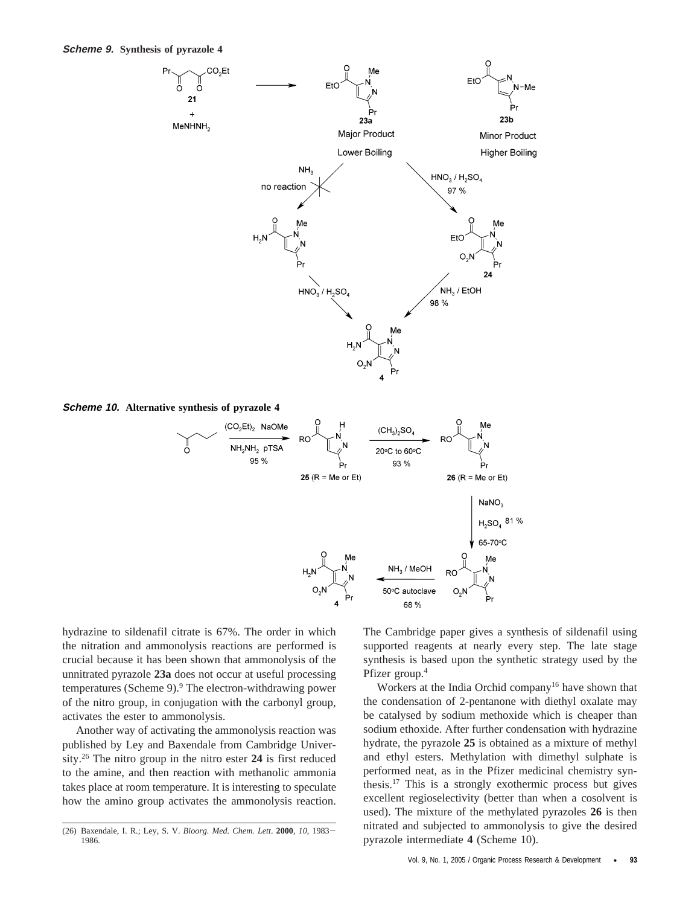**Scheme 9.** **Synthesis of pyrazole 4**

**Scheme 10.** **Alternative synthesis of pyrazole 4**

hydrazine to sildenafil citrate is 67%. The order in which the nitration and ammonolysis reactions are performed is crucial because it has been shown that ammonolysis of the unnitrated pyrazole **23a** does not occur at useful processing temperatures (Scheme 9).[9] The electron-withdrawing power of the nitro group, in conjugation with the carbonyl group, activates the ester to ammonolysis.

Another way of activating the ammonolysis reaction was published by Ley and Baxendale from Cambridge University.[26] The nitro group in the nitro ester **24** is first reduced to the amine, and then reaction with methanolic ammonia takes place at room temperature. It is interesting to speculate how the amino group activates the ammonolysis reaction.

The Cambridge paper gives a synthesis of sildenafil using supported reagents at nearly every step. The late stage synthesis is based upon the synthetic strategy used by the Pfizer group.[4]

Workers at the India Orchid company[16] have shown that the condensation of 2-pentanone with diethyl oxalate may be catalysed by sodium methoxide which is cheaper than sodium ethoxide. After further condensation with hydrazine hydrate, the pyrazole **25** is obtained as a mixture of methyl and ethyl esters. Methylation with dimethyl sulphate is performed neat, as in the Pfizer medicinal chemistry synthesis.[17] This is a strongly exothermic process but gives excellent regioselectivity (better than when a cosolvent is used). The mixture of the methylated pyrazoles **26** is then nitrated and subjected to ammonolysis to give the desired pyrazole intermediate **4** (Scheme 10).

(26) Baxendale, I. R.; Ley, S. V. *Bioorg. Med. Chem. Lett.* **2000**, *10*, 1983–1986.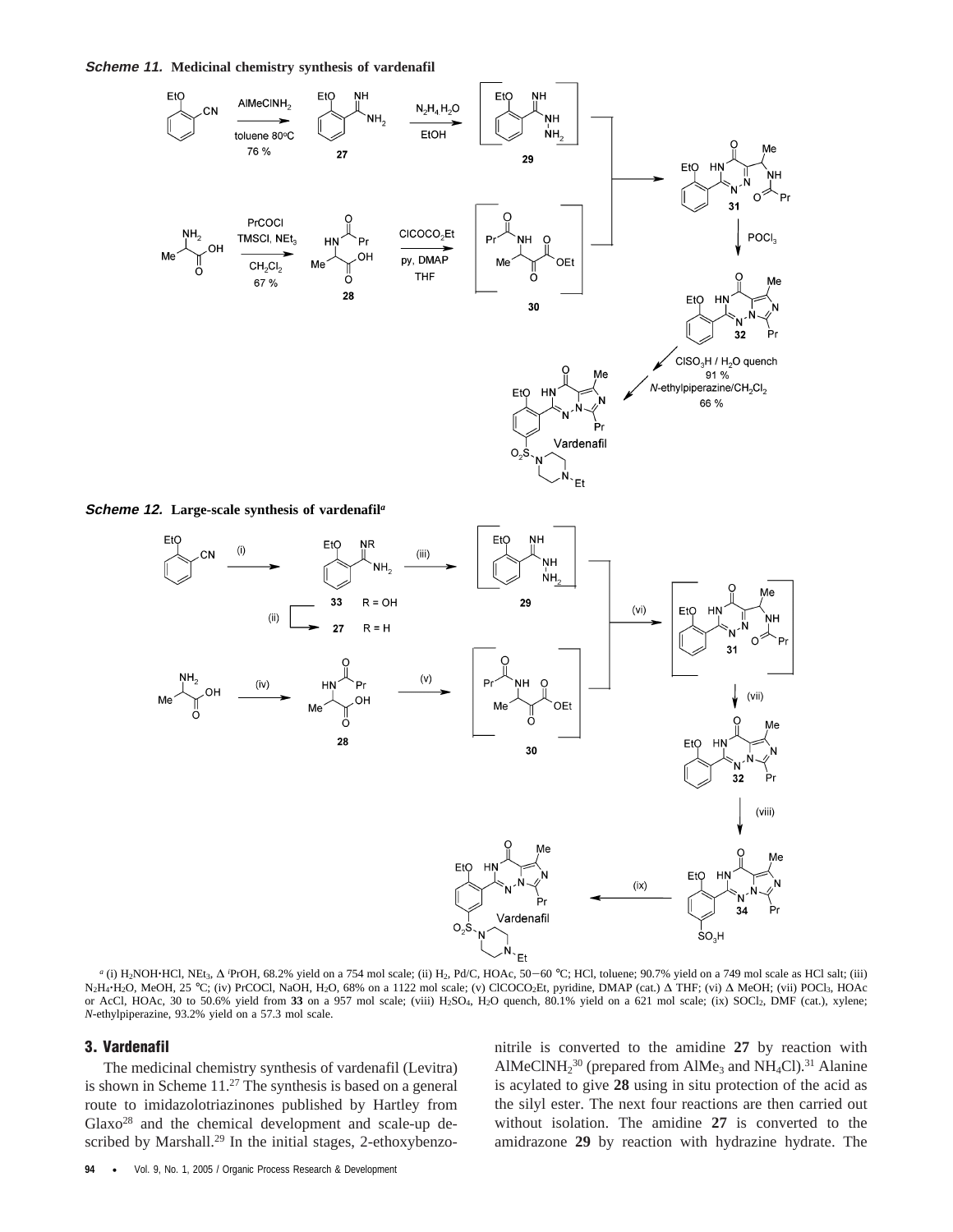***Scheme 11.*** **Medicinal chemistry synthesis of vardenafil**

***Scheme 12.*** **Large-scale synthesis of vardenafil**[a]

[a] (i) $H_2NOH$·HCl, $NEt_3$, Δ $^i$PrOH, 68.2% yield on a 754 mol scale; (ii) $H_2$, Pd/C, HOAc, 50−60 °C; HCl, toluene; 90.7% yield on a 749 mol scale as HCl salt; (iii) $N_2H_4$·$H_2O$, MeOH, 25 °C; (iv) PrCOCl, NaOH, $H_2O$, 68% on a 1122 mol scale; (v) $ClCO_2CO_2Et$, pyridine, DMAP (cat.) Δ THF; (vi) Δ MeOH; (vii) $POCl_3$, HOAc or AcCl, HOAc, 30 to 50.6% yield from **33** on a 957 mol scale; (viii) $H_2SO_4$, $H_2O$ quench, 80.1% yield on a 621 mol scale; (ix) $SOCl_2$, DMF (cat.), xylene; *N*-ethylpiperazine, 93.2% yield on a 57.3 mol scale.

## 3. Vardenafil

The medicinal chemistry synthesis of vardenafil (Levitra) is shown in Scheme 11.[27] The synthesis is based on a general route to imidazolotriazinones published by Hartley from Glaxo[28] and the chemical development and scale-up described by Marshall.[29] In the initial stages, 2-ethoxybenzonitrile is converted to the amidine **27** by reaction with $AlMeClNH_2$[30] (prepared from $AlMe_3$ and $NH_4Cl$).[31] Alanine is acylated to give **28** using in situ protection of the acid as the silyl ester. The next four reactions are then carried out without isolation. The amidine **27** is converted to the amidrazone **29** by reaction with hydrazine hydrate. The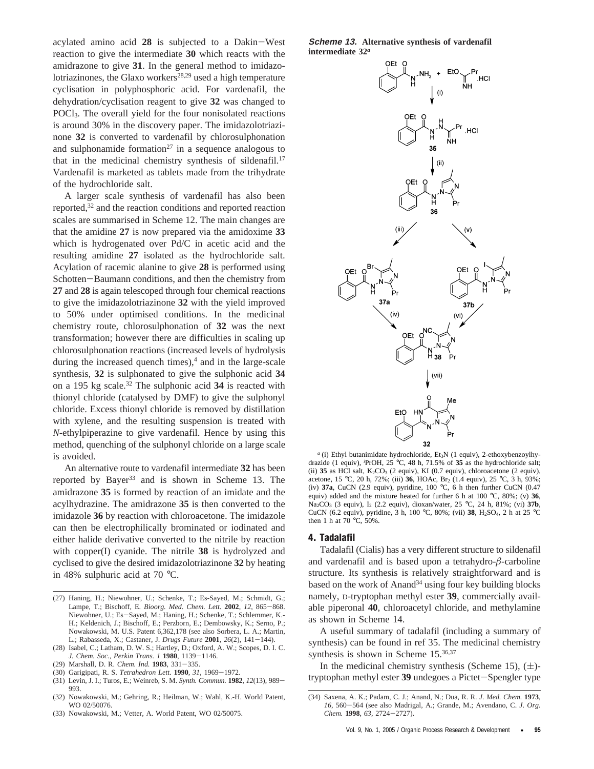acylated amino acid **28** is subjected to a Dakin–West reaction to give the intermediate **30** which reacts with the amidrazone to give **31**. In the general method to imidazolotriazinones, the Glaxo workers[28,29] used a high temperature cyclisation in polyphosphoric acid. For vardenafil, the dehydration/cyclisation reagent to give **32** was changed to $POCl_3$. The overall yield for the four nonisolated reactions is around 30% in the discovery paper. The imidazolotriazinone **32** is converted to vardenafil by chlorosulphonation and sulphonamide formation[27] in a sequence analogous to that in the medicinal chemistry synthesis of sildenafil.[17] Vardenafil is marketed as tablets made from the trihydrate of the hydrochloride salt.

A larger scale synthesis of vardenafil has also been reported,[32] and the reaction conditions and reported reaction scales are summarised in Scheme 12. The main changes are that the amidine **27** is now prepared via the amidoxime **33** which is hydrogenated over Pd/C in acetic acid and the resulting amidine **27** isolated as the hydrochloride salt. Acylation of racemic alanine to give **28** is performed using Schotten–Baumann conditions, and then the chemistry from **27** and **28** is again telescoped through four chemical reactions to give the imidazolotriazinone **32** with the yield improved to 50% under optimised conditions. In the medicinal chemistry route, chlorosulphonation of **32** was the next transformation; however there are difficulties in scaling up chlorosulphonation reactions (increased levels of hydrolysis during the increased quench times),[4] and in the large-scale synthesis, **32** is sulphonated to give the sulphonic acid **34** on a 195 kg scale.[32] The sulphonic acid **34** is reacted with thionyl chloride (catalysed by DMF) to give the sulphonyl chloride. Excess thionyl chloride is removed by distillation with xylene, and the resulting suspension is treated with *N*-ethylpiperazine to give vardenafil. Hence by using this method, quenching of the sulphonyl chloride on a large scale is avoided.

An alternative route to vardenafil intermediate **32** has been reported by Bayer[33] and is shown in Scheme 13. The amidrazone **35** is formed by reaction of an imidate and the acylhydrazine. The amidrazone **35** is then converted to the imidazole **36** by reaction with chloroacetone. The imidazole can then be electrophilically brominated or iodinated and either halide derivative converted to the nitrile by reaction with copper(I) cyanide. The nitrile **38** is hydrolyzed and cyclised to give the desired imidazolotriazinone **32** by heating in 48% sulphuric acid at 70 °C.

**Scheme 13. Alternative synthesis of vardenafil intermediate 32**[a]

[a] (i) Ethyl butanimidate hydrochloride, $Et_3N$ (1 equiv), 2-ethoxybenzoylhydrazide (1 equiv), $^i$PrOH, 25 °C, 48 h, 71.5% of **35** as the hydrochloride salt; (ii) **35** as HCl salt, $K_2CO_3$ (2 equiv), KI (0.7 equiv), chloroacetone (2 equiv), acetone, 15 °C, 20 h, 72%; (iii) **36**, HOAc, $Br_2$ (1.4 equiv), 25 °C, 3 h, 93%; (iv) **37a**, CuCN (2.9 equiv), pyridine, 100 °C, 6 h then further CuCN (0.47 equiv) added and the mixture heated for further 6 h at 100 °C, 80%; (v) **36**, $Na_2CO_3$ (3 equiv), $I_2$ (2.2 equiv), dioxan/water, 25 °C, 24 h, 81%; (vi) **37b**, CuCN (6.2 equiv), pyridine, 3 h, 100 °C, 80%; (vii) **38**, $H_2SO_4$, 2 h at 25 °C then 1 h at 70 °C, 50%.

## 4. Tadalafil

Tadalafil (Cialis) has a very different structure to sildenafil and vardenafil and is based upon a tetrahydro-$\beta$-carboline structure. Its synthesis is relatively straightforward and is based on the work of Anand[34] using four key building blocks namely, D-tryptophan methyl ester **39**, commercially available piperonal **40**, chloroacetyl chloride, and methylamine as shown in Scheme 14.

A useful summary of tadalafil (including a summary of synthesis) can be found in ref 35. The medicinal chemistry synthesis is shown in Scheme 15.[36,37]

In the medicinal chemistry synthesis (Scheme 15), (±)-tryptophan methyl ester **39** undegoes a Pictet–Spengler type

(27) Haning, H.; Niewohner, U.; Schenke, T.; Es-Sayed, M.; Schmidt, G.; Lampe, T.; Bischoff, E. *Bioorg. Med. Chem. Lett.* **2002**, *12*, 865–868. Niewohner, U.; Es–Sayed, M.; Haning, H.; Schenke, T.; Schlemmer, K.-H.; Keldenich, J.; Bischoff, E.; Perzborn, E.; Dembowsky, K.; Serno, P.; Nowakowski, M. U.S. Patent 6,362,178 (see also Sorbera, L. A.; Martin, L.; Rabasseda, X.; Castaner, J. *Drugs Future* **2001**, *26*(2), 141–144).

(28) Isabel, C.; Latham, D. W. S.; Hartley, D.; Oxford, A. W.; Scopes, D. I. C. *J. Chem. Soc., Perkin Trans. 1* **1980**, 1139–1146.

(29) Marshall, D. R. *Chem. Ind.* **1983**, 331–335.

(30) Garigipati, R. S. *Tetrahedron Lett.* **1990**, *31*, 1969–1972.

(31) Levin, J. I.; Turos, E.; Weinreb, S. M. *Synth. Commun.* **1982**, *12*(13), 989–993.

(32) Nowakowski, M.; Gehring, R.; Heilman, W.; Wahl, K.-H. World Patent, WO 02/50076.

(33) Nowakowski, M.; Vetter, A. World Patent, WO 02/50075.

(34) Saxena, A. K.; Padam, C. J.; Anand, N.; Dua, R. R. *J. Med. Chem.* **1973**, *16*, 560–564 (see also Madrigal, A.; Grande, M.; Avendano, C. *J. Org. Chem.* **1998**, *63*, 2724–2727).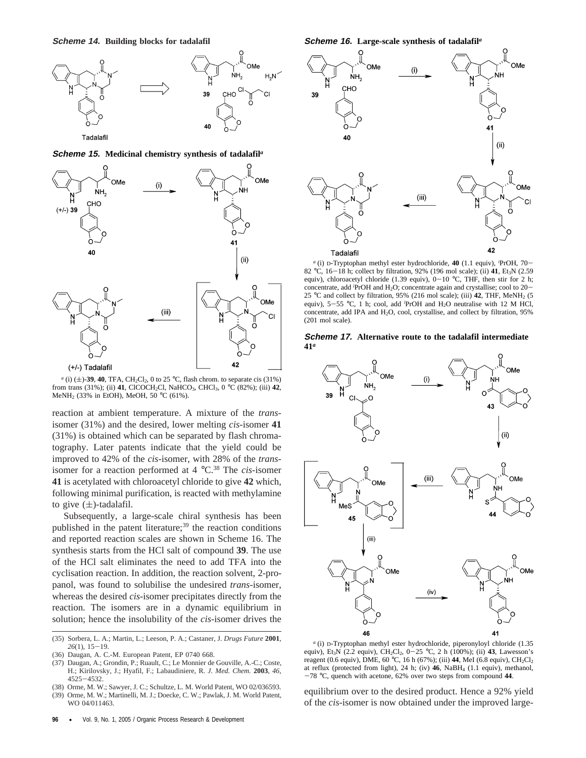**Scheme 14. Building blocks for tadalafil**

**Scheme 15. Medicinal chemistry synthesis of tadalafil**[a]

[a] (i) (±)-**39**, **40**, TFA, $CH_2Cl_2$, 0 to 25 °C, flash chrom. to separate cis (31%) from trans (31%); (ii) **41**, $ClCOCH_2Cl$, $NaHCO_3$, $CHCl_3$, 0 °C (82%); (iii) **42**, $MeNH_2$ (33% in EtOH), MeOH, 50 °C (61%).

reaction at ambient temperature. A mixture of the *trans*-isomer (31%) and the desired, lower melting *cis*-isomer **41** (31%) is obtained which can be separated by flash chromatography. Later patents indicate that the yield could be improved to 42% of the *cis*-isomer, with 28% of the *trans*-isomer for a reaction performed at 4 °C.[38] The *cis*-isomer **41** is acetylated with chloroacetyl chloride to give **42** which, following minimal purification, is reacted with methylamine to give (±)-tadalafil.

Subsequently, a large-scale chiral synthesis has been published in the patent literature;[39] the reaction conditions and reported reaction scales are shown in Scheme 16. The synthesis starts from the HCl salt of compound **39**. The use of the HCl salt eliminates the need to add TFA into the cyclisation reaction. In addition, the reaction solvent, 2-propanol, was found to solubilise the undesired *trans*-isomer, whereas the desired *cis*-isomer precipitates directly from the reaction. The isomers are in a dynamic equilibrium in solution; hence the insolubility of the *cis*-isomer drives the equilibrium over to the desired product. Hence a 92% yield of the *cis*-isomer is now obtained under the improved large-

**Scheme 16. Large-scale synthesis of tadalafil**[a]

[a] (i) D-Tryptophan methyl ester hydrochloride, **40** (1.1 equiv), $^i$PrOH, 70–82 °C, 16–18 h; collect by filtration, 92% (196 mol scale); (ii) **41**, $Et_3N$ (2.59 equiv), chloroacetyl chloride (1.39 equiv), 0–10 °C, THF, then stir for 2 h; concentrate, add $^i$PrOH and $H_2O$; concentrate again and crystallise; cool to 20–25 °C and collect by filtration, 95% (216 mol scale); (iii) **42**, THF, $MeNH_2$ (5 equiv), 5–55 °C, 1 h; cool, add $^i$PrOH and $H_2O$ neutralise with 12 M HCl, concentrate, add IPA and $H_2O$, cool, crystallise, and collect by filtration, 95% (201 mol scale).

**Scheme 17. Alternative route to the tadalafil intermediate 41**[a]

[a] (i) D-Tryptophan methyl ester hydrochloride, piperonyloyl chloride (1.35 equiv), $Et_3N$ (2.2 equiv), $CH_2Cl_2$, 0–25 °C, 2 h (100%); (ii) **43**, Lawesson's reagent (0.6 equiv), DME, 60 °C, 16 h (67%); (iii) **44**, MeI (6.8 equiv), $CH_2Cl_2$ at reflux (protected from light), 24 h; (iv) **46**, $NaBH_4$ (1.1 equiv), methanol, −78 °C, quench with acetone, 62% over two steps from compound **44**.

(35) Sorbera, L. A.; Martin, L.; Leeson, P. A.; Castaner, J. *Drugs Future* **2001**, *26*(1), 15–19.
(36) Daugan, A. C.-M. European Patent, EP 0740 668.
(37) Daugan, A.; Grondin, P.; Ruault, C.; Le Monnier de Gouville, A.-C.; Coste, H.; Kirilovsky, J.; Hyafil, F.; Labaudiniere, R. *J. Med. Chem.* **2003**, *46*, 4525–4532.
(38) Orme, M. W.; Sawyer, J. C.; Schultze, L. M. World Patent, WO 02/036593.
(39) Orme, M. W.; Martinelli, M. J.; Doecke, C. W.; Pawlak, J. M. World Patent, WO 04/011463.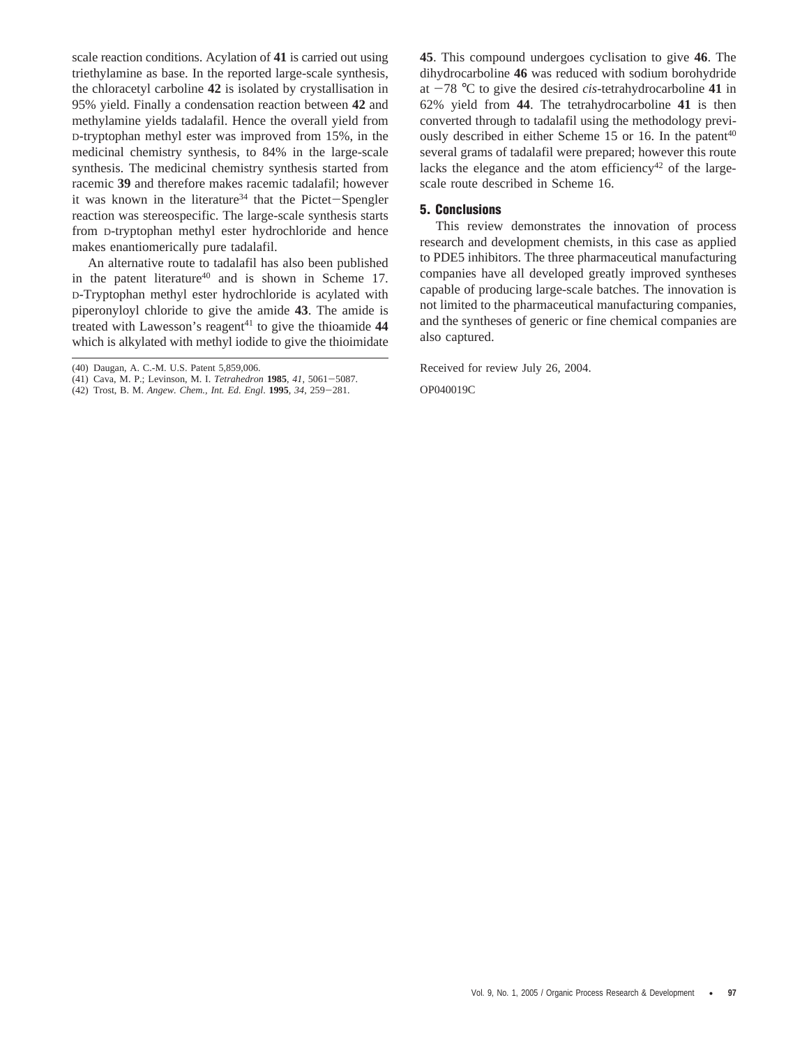scale reaction conditions. Acylation of **41** is carried out using triethylamine as base. In the reported large-scale synthesis, the chloracetyl carboline **42** is isolated by crystallisation in 95% yield. Finally a condensation reaction between **42** and methylamine yields tadalafil. Hence the overall yield from D-tryptophan methyl ester was improved from 15%, in the medicinal chemistry synthesis, to 84% in the large-scale synthesis. The medicinal chemistry synthesis started from racemic **39** and therefore makes racemic tadalafil; however it was known in the literature[34] that the Pictet−Spengler reaction was stereospecific. The large-scale synthesis starts from D-tryptophan methyl ester hydrochloride and hence makes enantiomerically pure tadalafil.

An alternative route to tadalafil has also been published in the patent literature[40] and is shown in Scheme 17. D-Tryptophan methyl ester hydrochloride is acylated with piperonyloyl chloride to give the amide **43**. The amide is treated with Lawesson's reagent[41] to give the thioamide **44** which is alkylated with methyl iodide to give the thioimidate **45**. This compound undergoes cyclisation to give **46**. The dihydrocarboline **46** was reduced with sodium borohydride at −78 °C to give the desired *cis*-tetrahydrocarboline **41** in 62% yield from **44**. The tetrahydrocarboline **41** is then converted through to tadalafil using the methodology previously described in either Scheme 15 or 16. In the patent[40] several grams of tadalafil were prepared; however this route lacks the elegance and the atom efficiency[42] of the large-scale route described in Scheme 16.

## 5. Conclusions

This review demonstrates the innovation of process research and development chemists, in this case as applied to PDE5 inhibitors. The three pharmaceutical manufacturing companies have all developed greatly improved syntheses capable of producing large-scale batches. The innovation is not limited to the pharmaceutical manufacturing companies, and the syntheses of generic or fine chemical companies are also captured.

Received for review July 26, 2004.

OP040019C

(40) Daugan, A. C.-M. U.S. Patent 5,859,006.

(41) Cava, M. P.; Levinson, M. I. *Tetrahedron* **1985**, *41*, 5061−5087.

(42) Trost, B. M. *Angew. Chem., Int. Ed. Engl.* **1995**, *34*, 259−281.